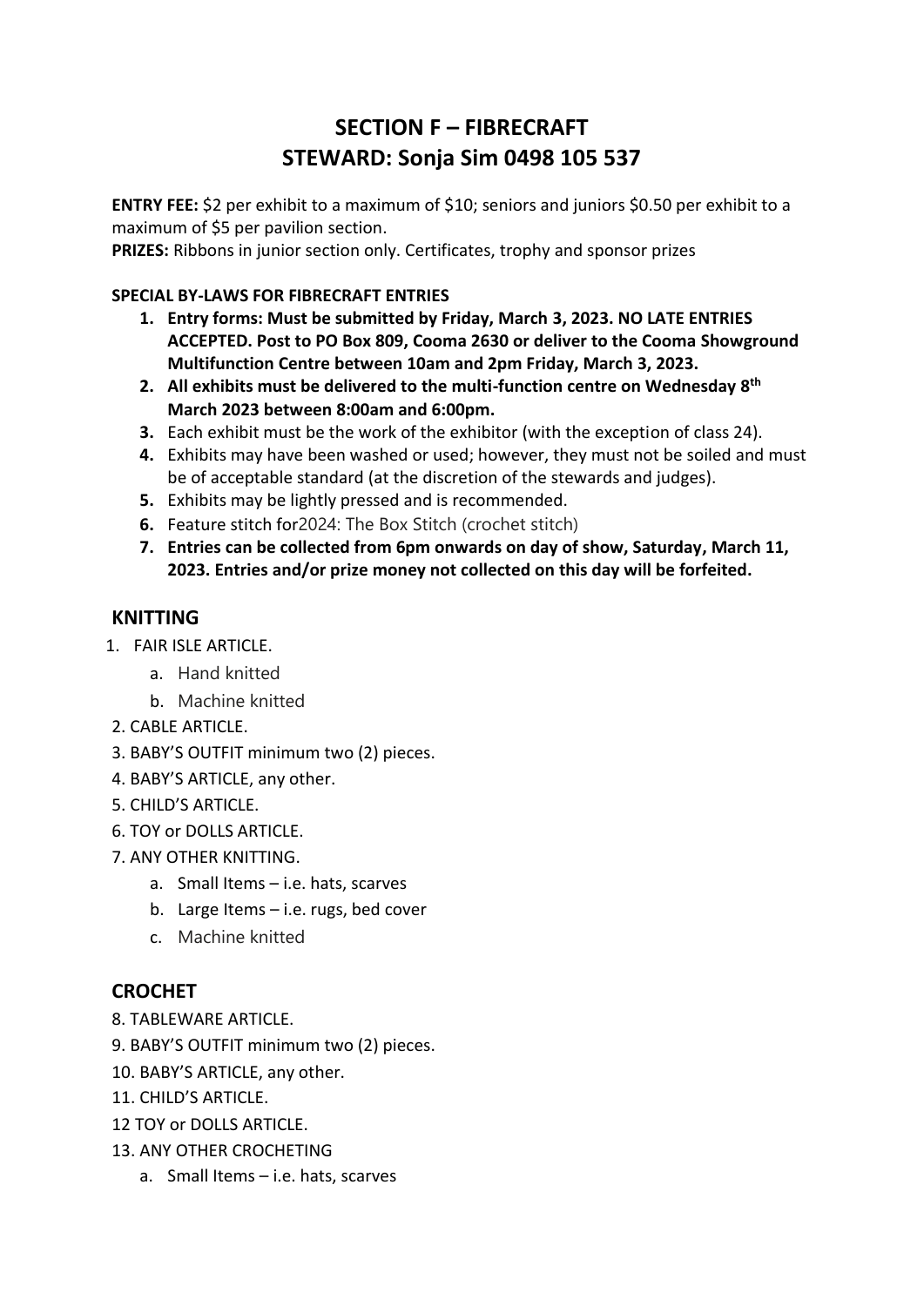# SECTION F – FIBRECRAFT
# STEWARD: Sonja Sim 0498 105 537

**ENTRY FEE:** $2 per exhibit to a maximum of $10; seniors and juniors $0.50 per exhibit to a maximum of $5 per pavilion section.
**PRIZES:** Ribbons in junior section only. Certificates, trophy and sponsor prizes

**SPECIAL BY-LAWS FOR FIBRECRAFT ENTRIES**

1. **Entry forms: Must be submitted by Friday, March 3, 2023. NO LATE ENTRIES ACCEPTED. Post to PO Box 809, Cooma 2630 or deliver to the Cooma Showground Multifunction Centre between 10am and 2pm Friday, March 3, 2023.**
2. **All exhibits must be delivered to the multi-function centre on Wednesday 8th March 2023 between 8:00am and 6:00pm.**
3. Each exhibit must be the work of the exhibitor (with the exception of class 24).
4. Exhibits may have been washed or used; however, they must not be soiled and must be of acceptable standard (at the discretion of the stewards and judges).
5. Exhibits may be lightly pressed and is recommended.
6. Feature stitch for2024: The Box Stitch (crochet stitch)
7. **Entries can be collected from 6pm onwards on day of show, Saturday, March 11, 2023. Entries and/or prize money not collected on this day will be forfeited.**

## KNITTING

1. FAIR ISLE ARTICLE.
   a. Hand knitted
   b. Machine knitted
2. CABLE ARTICLE.
3. BABY'S OUTFIT minimum two (2) pieces.
4. BABY'S ARTICLE, any other.
5. CHILD'S ARTICLE.
6. TOY or DOLLS ARTICLE.
7. ANY OTHER KNITTING.
   a. Small Items – i.e. hats, scarves
   b. Large Items – i.e. rugs, bed cover
   c. Machine knitted

## CROCHET

8. TABLEWARE ARTICLE.
9. BABY'S OUTFIT minimum two (2) pieces.
10. BABY'S ARTICLE, any other.
11. CHILD'S ARTICLE.
12 TOY or DOLLS ARTICLE.
13. ANY OTHER CROCHETING
   a. Small Items – i.e. hats, scarves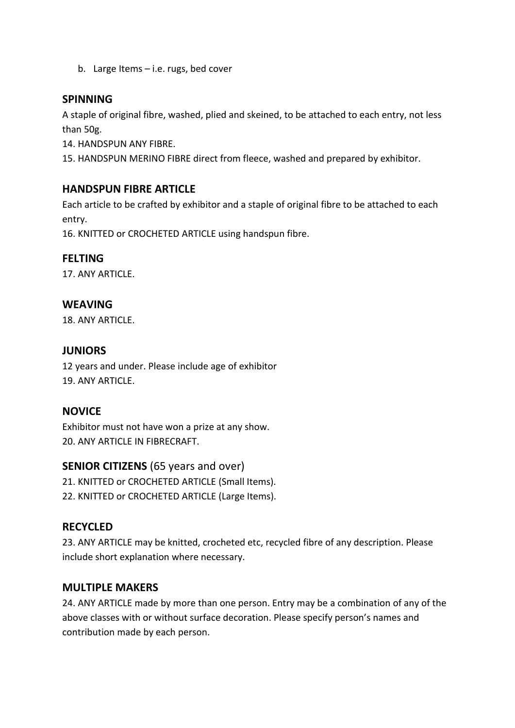b. Large Items – i.e. rugs, bed cover

## SPINNING

A staple of original fibre, washed, plied and skeined, to be attached to each entry, not less than 50g.

14. HANDSPUN ANY FIBRE.
15. HANDSPUN MERINO FIBRE direct from fleece, washed and prepared by exhibitor.

## HANDSPUN FIBRE ARTICLE

Each article to be crafted by exhibitor and a staple of original fibre to be attached to each entry.

16. KNITTED or CROCHETED ARTICLE using handspun fibre.

## FELTING

17. ANY ARTICLE.

## WEAVING

18. ANY ARTICLE.

## JUNIORS

12 years and under. Please include age of exhibitor

19. ANY ARTICLE.

## NOVICE

Exhibitor must not have won a prize at any show.

20. ANY ARTICLE IN FIBRECRAFT.

## SENIOR CITIZENS (65 years and over)

21. KNITTED or CROCHETED ARTICLE (Small Items).
22. KNITTED or CROCHETED ARTICLE (Large Items).

## RECYCLED

23. ANY ARTICLE may be knitted, crocheted etc, recycled fibre of any description. Please include short explanation where necessary.

## MULTIPLE MAKERS

24. ANY ARTICLE made by more than one person. Entry may be a combination of any of the above classes with or without surface decoration. Please specify person's names and contribution made by each person.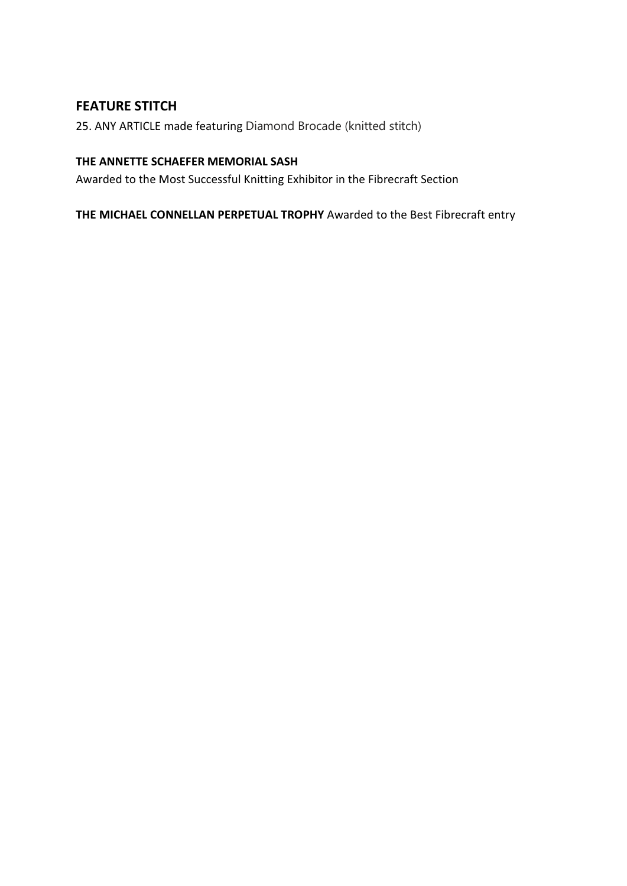## FEATURE STITCH

25. ANY ARTICLE made featuring Diamond Brocade (knitted stitch)

**THE ANNETTE SCHAEFER MEMORIAL SASH**
Awarded to the Most Successful Knitting Exhibitor in the Fibrecraft Section

**THE MICHAEL CONNELLAN PERPETUAL TROPHY** Awarded to the Best Fibrecraft entry